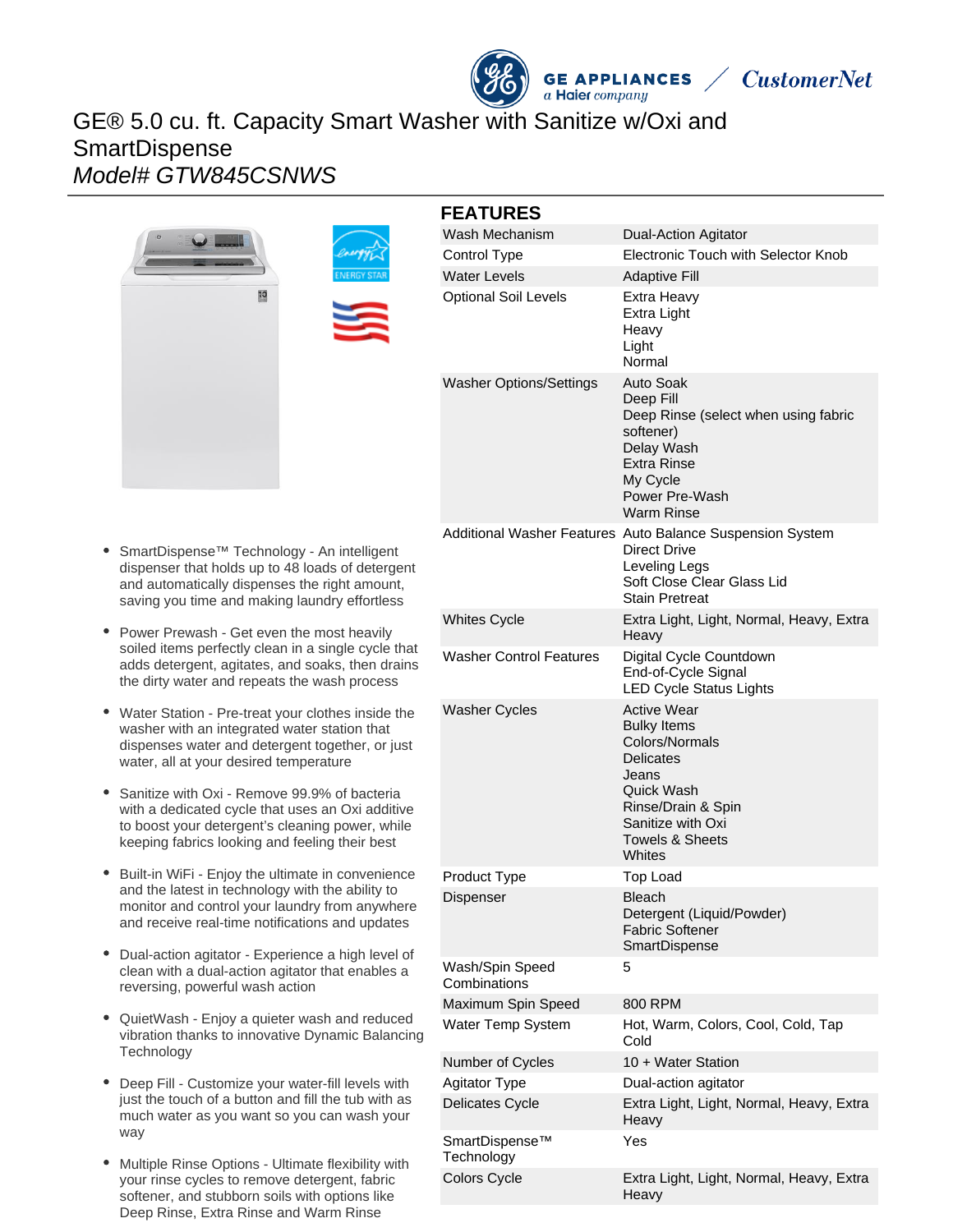# GE® 5.0 cu. ft. Capacity Smart Washer with Sanitize w/Oxi and SmartDispense

*Model# GTW845CSNWS*

- SmartDispense™ Technology - An intelligent dispenser that holds up to 48 loads of detergent and automatically dispenses the right amount, saving you time and making laundry effortless
- Power Prewash - Get even the most heavily soiled items perfectly clean in a single cycle that adds detergent, agitates, and soaks, then drains the dirty water and repeats the wash process
- Water Station - Pre-treat your clothes inside the washer with an integrated water station that dispenses water and detergent together, or just water, all at your desired temperature
- Sanitize with Oxi - Remove 99.9% of bacteria with a dedicated cycle that uses an Oxi additive to boost your detergent's cleaning power, while keeping fabrics looking and feeling their best
- Built-in WiFi - Enjoy the ultimate in convenience and the latest in technology with the ability to monitor and control your laundry from anywhere and receive real-time notifications and updates
- Dual-action agitator - Experience a high level of clean with a dual-action agitator that enables a reversing, powerful wash action
- QuietWash - Enjoy a quieter wash and reduced vibration thanks to innovative Dynamic Balancing Technology
- Deep Fill - Customize your water-fill levels with just the touch of a button and fill the tub with as much water as you want so you can wash your way
- Multiple Rinse Options - Ultimate flexibility with your rinse cycles to remove detergent, fabric softener, and stubborn soils with options like Deep Rinse, Extra Rinse and Warm Rinse

## FEATURES

| | |
|---|---|
| Wash Mechanism | Dual-Action Agitator |
| Control Type | Electronic Touch with Selector Knob |
| Water Levels | Adaptive Fill |
| Optional Soil Levels | Extra Heavy<br>Extra Light<br>Heavy<br>Light<br>Normal |
| Washer Options/Settings | Auto Soak<br>Deep Fill<br>Deep Rinse (select when using fabric softener)<br>Delay Wash<br>Extra Rinse<br>My Cycle<br>Power Pre-Wash<br>Warm Rinse |
| Additional Washer Features | Auto Balance Suspension System<br>Direct Drive<br>Leveling Legs<br>Soft Close Clear Glass Lid<br>Stain Pretreat |
| Whites Cycle | Extra Light, Light, Normal, Heavy, Extra Heavy |
| Washer Control Features | Digital Cycle Countdown<br>End-of-Cycle Signal<br>LED Cycle Status Lights |
| Washer Cycles | Active Wear<br>Bulky Items<br>Colors/Normals<br>Delicates<br>Jeans<br>Quick Wash<br>Rinse/Drain & Spin<br>Sanitize with Oxi<br>Towels & Sheets<br>Whites |
| Product Type | Top Load |
| Dispenser | Bleach<br>Detergent (Liquid/Powder)<br>Fabric Softener<br>SmartDispense |
| Wash/Spin Speed Combinations | 5 |
| Maximum Spin Speed | 800 RPM |
| Water Temp System | Hot, Warm, Colors, Cool, Cold, Tap Cold |
| Number of Cycles | 10 + Water Station |
| Agitator Type | Dual-action agitator |
| Delicates Cycle | Extra Light, Light, Normal, Heavy, Extra Heavy |
| SmartDispense™ Technology | Yes |
| Colors Cycle | Extra Light, Light, Normal, Heavy, Extra Heavy |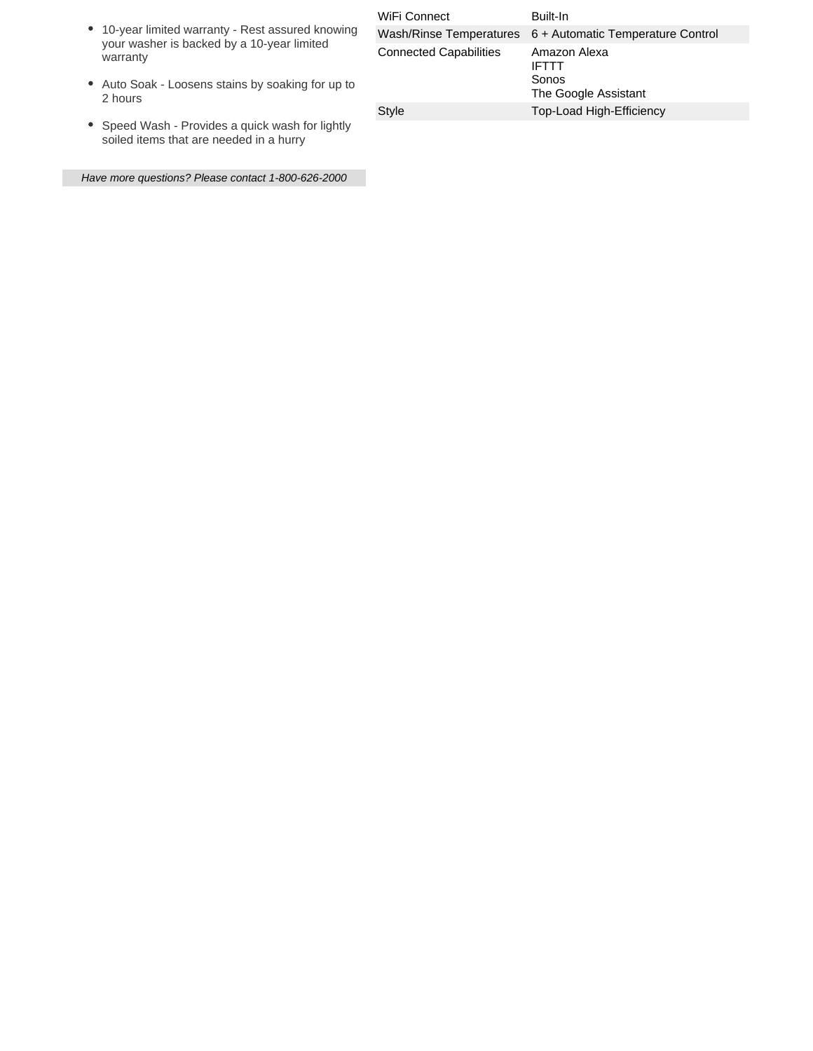- 10-year limited warranty - Rest assured knowing your washer is backed by a 10-year limited warranty

- Auto Soak - Loosens stains by soaking for up to 2 hours

- Speed Wash - Provides a quick wash for lightly soiled items that are needed in a hurry

*Have more questions? Please contact 1-800-626-2000*

| | |
|---|---|
| WiFi Connect | Built-In |
| Wash/Rinse Temperatures | 6 + Automatic Temperature Control |
| Connected Capabilities | Amazon Alexa<br>IFTTT<br>Sonos<br>The Google Assistant |
| Style | Top-Load High-Efficiency |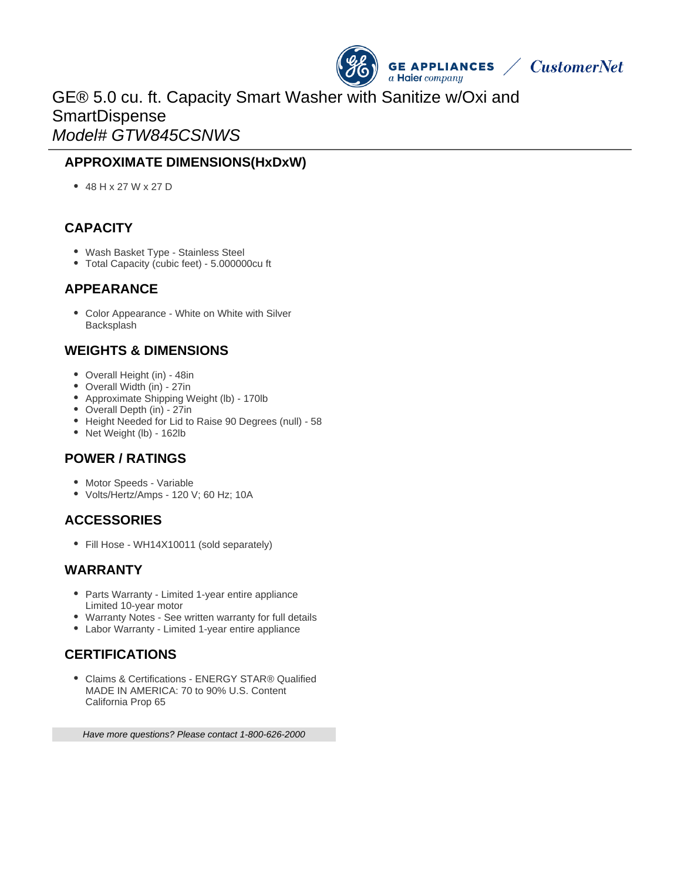# GE® 5.0 cu. ft. Capacity Smart Washer with Sanitize w/Oxi and SmartDispense

*Model# GTW845CSNWS*

## APPROXIMATE DIMENSIONS(HxDxW)

- 48 H x 27 W x 27 D

## CAPACITY

- Wash Basket Type - Stainless Steel
- Total Capacity (cubic feet) - 5.000000cu ft

## APPEARANCE

- Color Appearance - White on White with Silver Backsplash

## WEIGHTS & DIMENSIONS

- Overall Height (in) - 48in
- Overall Width (in) - 27in
- Approximate Shipping Weight (lb) - 170lb
- Overall Depth (in) - 27in
- Height Needed for Lid to Raise 90 Degrees (null) - 58
- Net Weight (lb) - 162lb

## POWER / RATINGS

- Motor Speeds - Variable
- Volts/Hertz/Amps - 120 V; 60 Hz; 10A

## ACCESSORIES

- Fill Hose - WH14X10011 (sold separately)

## WARRANTY

- Parts Warranty - Limited 1-year entire appliance
  Limited 10-year motor
- Warranty Notes - See written warranty for full details
- Labor Warranty - Limited 1-year entire appliance

## CERTIFICATIONS

- Claims & Certifications - ENERGY STAR® Qualified
  MADE IN AMERICA: 70 to 90% U.S. Content
  California Prop 65

*Have more questions? Please contact 1-800-626-2000*